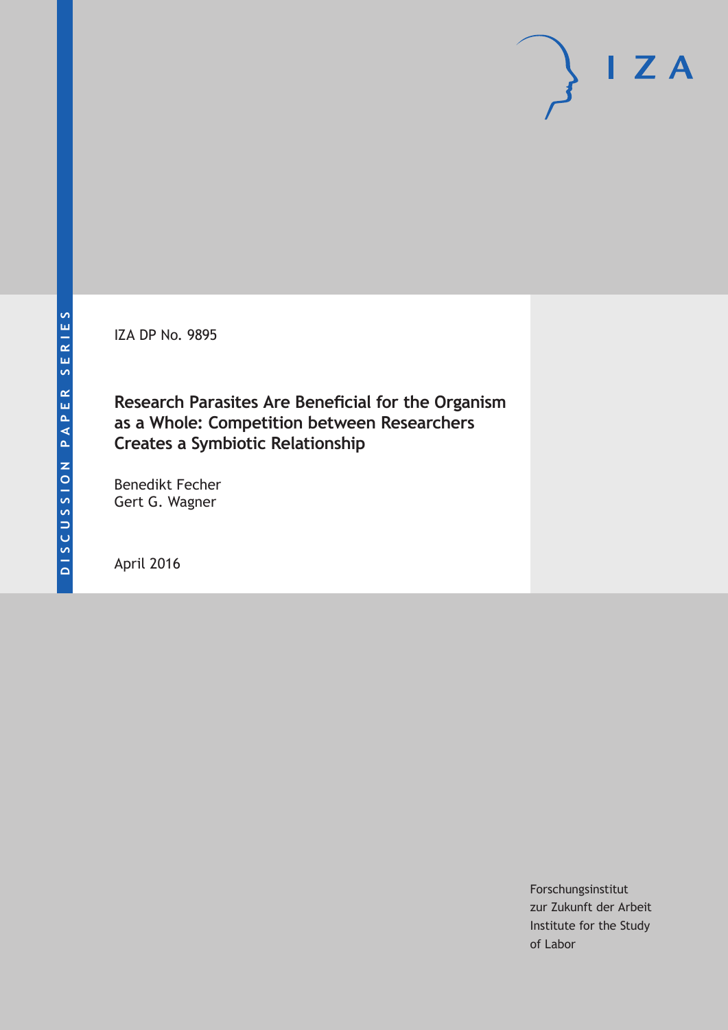DISCUSSION PAPER SERIES

IZA

IZA DP No. 9895

# Research Parasites Are Beneficial for the Organism as a Whole: Competition between Researchers Creates a Symbiotic Relationship

Benedikt Fecher
Gert G. Wagner

April 2016

Forschungsinstitut
zur Zukunft der Arbeit
Institute for the Study
of Labor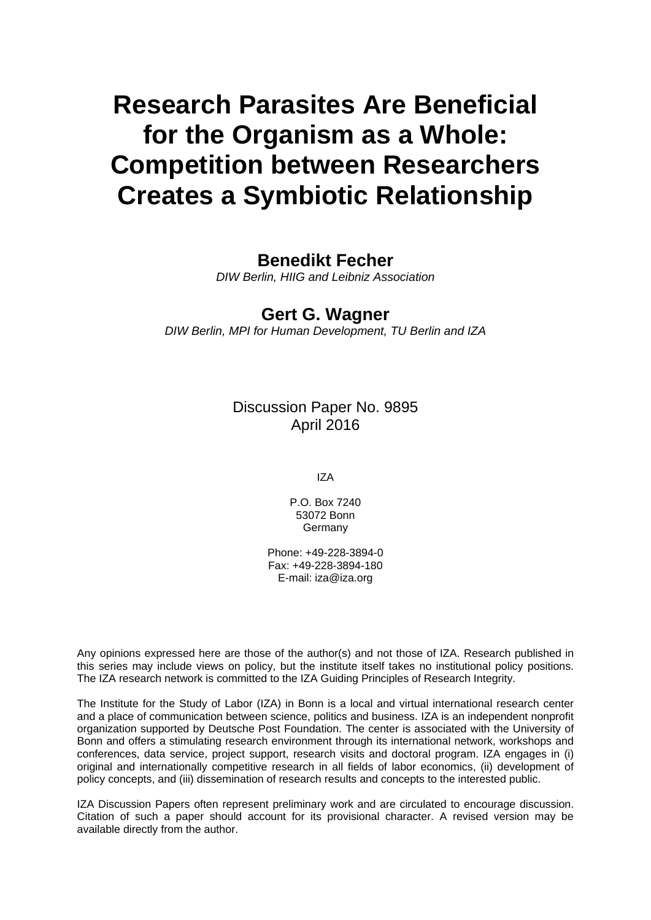# Research Parasites Are Beneficial for the Organism as a Whole: Competition between Researchers Creates a Symbiotic Relationship

**Benedikt Fecher**
*DIW Berlin, HIIG and Leibniz Association*

**Gert G. Wagner**
*DIW Berlin, MPI for Human Development, TU Berlin and IZA*

Discussion Paper No. 9895
April 2016

IZA

P.O. Box 7240
53072 Bonn
Germany

Phone: +49-228-3894-0
Fax: +49-228-3894-180
E-mail: iza@iza.org

Any opinions expressed here are those of the author(s) and not those of IZA. Research published in this series may include views on policy, but the institute itself takes no institutional policy positions. The IZA research network is committed to the IZA Guiding Principles of Research Integrity.

The Institute for the Study of Labor (IZA) in Bonn is a local and virtual international research center and a place of communication between science, politics and business. IZA is an independent nonprofit organization supported by Deutsche Post Foundation. The center is associated with the University of Bonn and offers a stimulating research environment through its international network, workshops and conferences, data service, project support, research visits and doctoral program. IZA engages in (i) original and internationally competitive research in all fields of labor economics, (ii) development of policy concepts, and (iii) dissemination of research results and concepts to the interested public.

IZA Discussion Papers often represent preliminary work and are circulated to encourage discussion. Citation of such a paper should account for its provisional character. A revised version may be available directly from the author.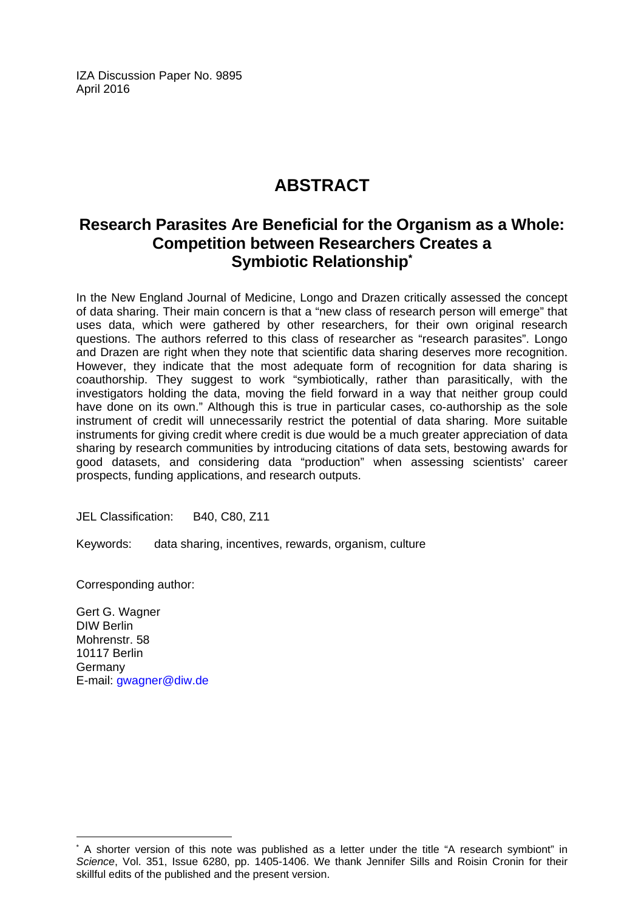IZA Discussion Paper No. 9895
April 2016

# ABSTRACT

## Research Parasites Are Beneficial for the Organism as a Whole: Competition between Researchers Creates a Symbiotic Relationship*

In the New England Journal of Medicine, Longo and Drazen critically assessed the concept of data sharing. Their main concern is that a "new class of research person will emerge" that uses data, which were gathered by other researchers, for their own original research questions. The authors referred to this class of researcher as "research parasites". Longo and Drazen are right when they note that scientific data sharing deserves more recognition. However, they indicate that the most adequate form of recognition for data sharing is coauthorship. They suggest to work "symbiotically, rather than parasitically, with the investigators holding the data, moving the field forward in a way that neither group could have done on its own." Although this is true in particular cases, co-authorship as the sole instrument of credit will unnecessarily restrict the potential of data sharing. More suitable instruments for giving credit where credit is due would be a much greater appreciation of data sharing by research communities by introducing citations of data sets, bestowing awards for good datasets, and considering data "production" when assessing scientists' career prospects, funding applications, and research outputs.

JEL Classification: B40, C80, Z11

Keywords: data sharing, incentives, rewards, organism, culture

Corresponding author:

Gert G. Wagner
DIW Berlin
Mohrenstr. 58
10117 Berlin
Germany
E-mail: gwagner@diw.de

---

* A shorter version of this note was published as a letter under the title "A research symbiont" in *Science*, Vol. 351, Issue 6280, pp. 1405-1406. We thank Jennifer Sills and Roisin Cronin for their skillful edits of the published and the present version.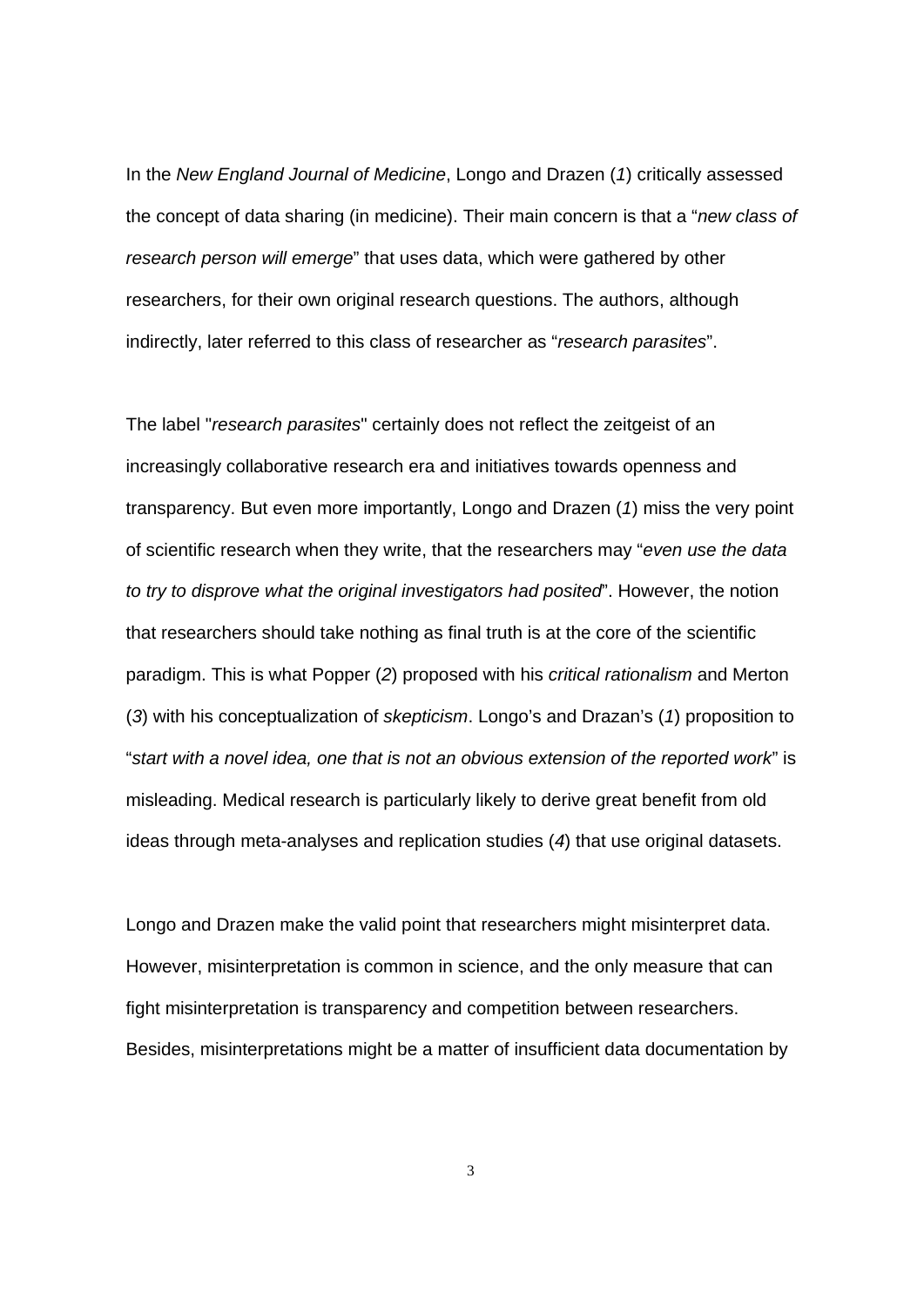In the *New England Journal of Medicine*, Longo and Drazen (*1*) critically assessed the concept of data sharing (in medicine). Their main concern is that a "*new class of research person will emerge*" that uses data, which were gathered by other researchers, for their own original research questions. The authors, although indirectly, later referred to this class of researcher as "*research parasites*".

The label "*research parasites*" certainly does not reflect the zeitgeist of an increasingly collaborative research era and initiatives towards openness and transparency. But even more importantly, Longo and Drazen (*1*) miss the very point of scientific research when they write, that the researchers may "*even use the data to try to disprove what the original investigators had posited*". However, the notion that researchers should take nothing as final truth is at the core of the scientific paradigm. This is what Popper (*2*) proposed with his *critical rationalism* and Merton (*3*) with his conceptualization of *skepticism*. Longo's and Drazan's (*1*) proposition to "*start with a novel idea, one that is not an obvious extension of the reported work*" is misleading. Medical research is particularly likely to derive great benefit from old ideas through meta-analyses and replication studies (*4*) that use original datasets.

Longo and Drazen make the valid point that researchers might misinterpret data. However, misinterpretation is common in science, and the only measure that can fight misinterpretation is transparency and competition between researchers. Besides, misinterpretations might be a matter of insufficient data documentation by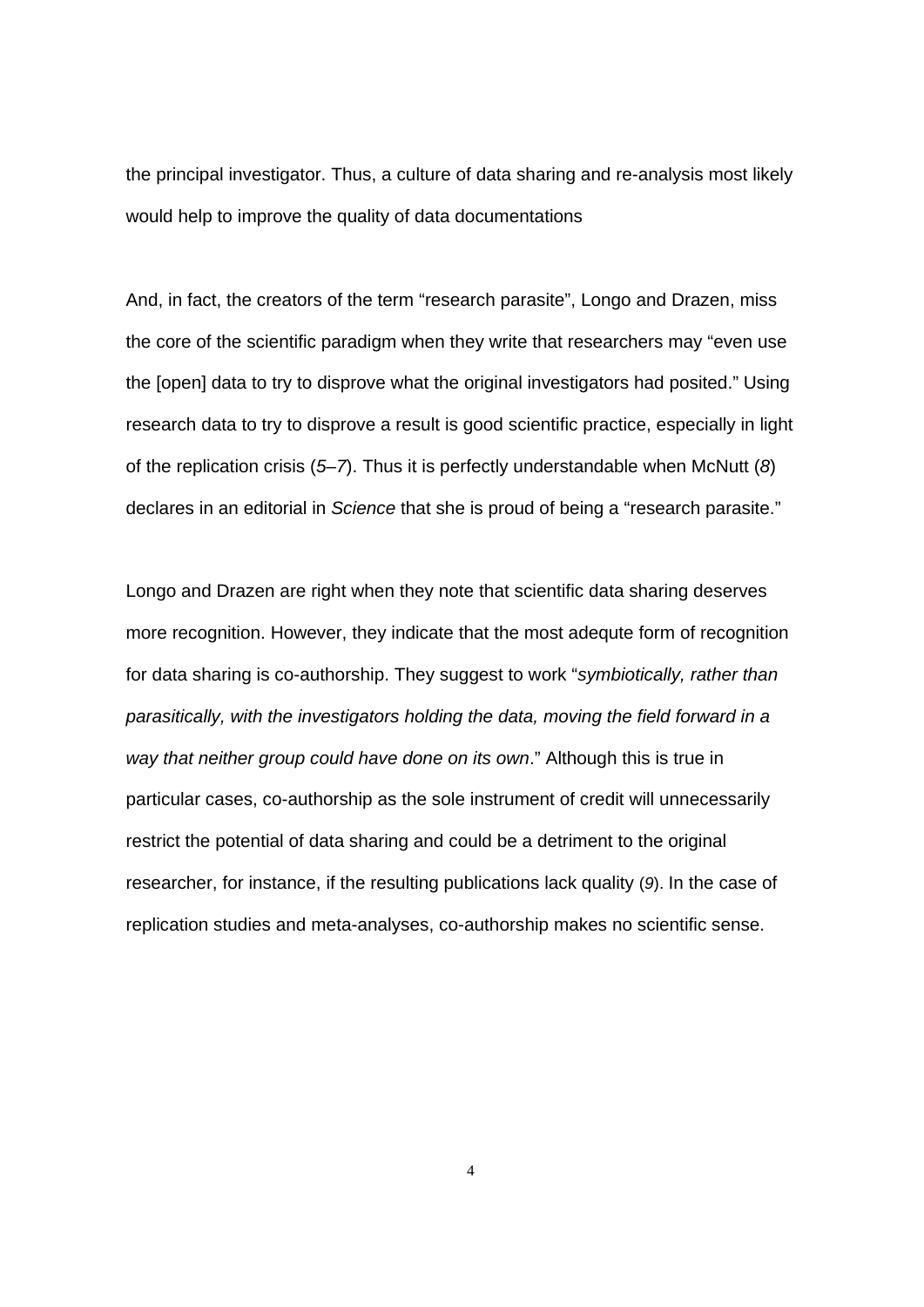the principal investigator. Thus, a culture of data sharing and re-analysis most likely would help to improve the quality of data documentations

And, in fact, the creators of the term "research parasite", Longo and Drazen, miss the core of the scientific paradigm when they write that researchers may "even use the [open] data to try to disprove what the original investigators had posited." Using research data to try to disprove a result is good scientific practice, especially in light of the replication crisis (*5*–*7*). Thus it is perfectly understandable when McNutt (*8*) declares in an editorial in *Science* that she is proud of being a "research parasite."

Longo and Drazen are right when they note that scientific data sharing deserves more recognition. However, they indicate that the most adequte form of recognition for data sharing is co-authorship. They suggest to work "*symbiotically, rather than parasitically, with the investigators holding the data, moving the field forward in a way that neither group could have done on its own*." Although this is true in particular cases, co-authorship as the sole instrument of credit will unnecessarily restrict the potential of data sharing and could be a detriment to the original researcher, for instance, if the resulting publications lack quality (*9*). In the case of replication studies and meta-analyses, co-authorship makes no scientific sense.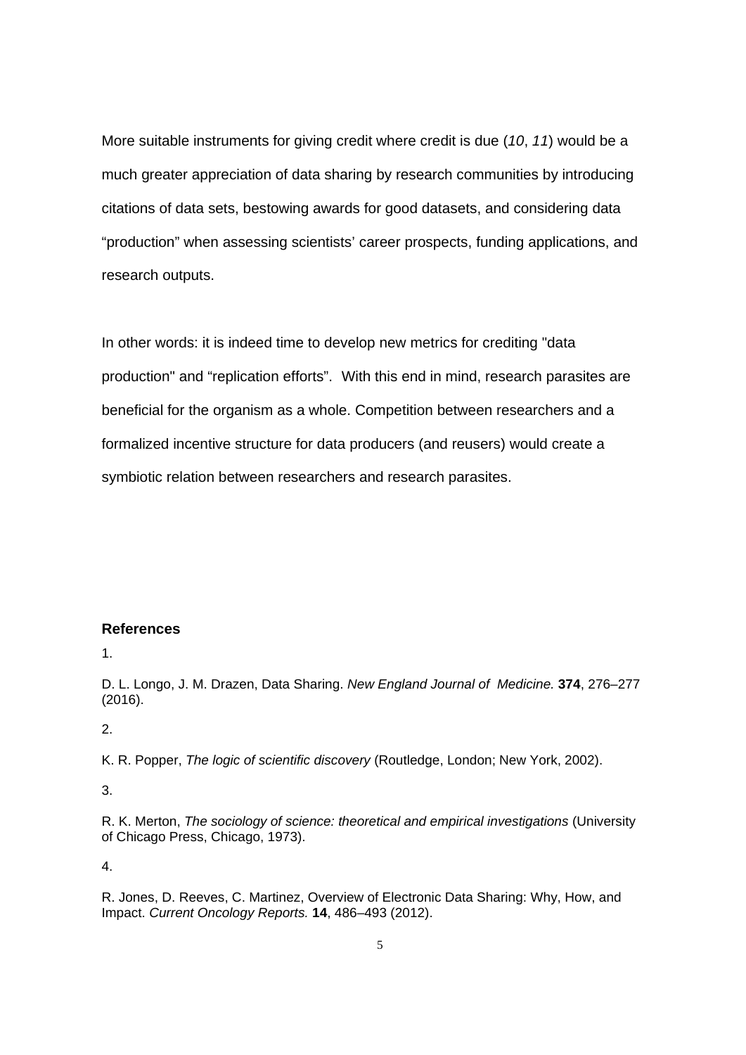More suitable instruments for giving credit where credit is due (*10*, *11*) would be a much greater appreciation of data sharing by research communities by introducing citations of data sets, bestowing awards for good datasets, and considering data “production” when assessing scientists’ career prospects, funding applications, and research outputs.

In other words: it is indeed time to develop new metrics for crediting "data production" and “replication efforts”. With this end in mind, research parasites are beneficial for the organism as a whole. Competition between researchers and a formalized incentive structure for data producers (and reusers) would create a symbiotic relation between researchers and research parasites.

## References

1.

D. L. Longo, J. M. Drazen, Data Sharing. *New England Journal of Medicine.* **374**, 276–277 (2016).

2.

K. R. Popper, *The logic of scientific discovery* (Routledge, London; New York, 2002).

3.

R. K. Merton, *The sociology of science: theoretical and empirical investigations* (University of Chicago Press, Chicago, 1973).

4.

R. Jones, D. Reeves, C. Martinez, Overview of Electronic Data Sharing: Why, How, and Impact. *Current Oncology Reports.* **14**, 486–493 (2012).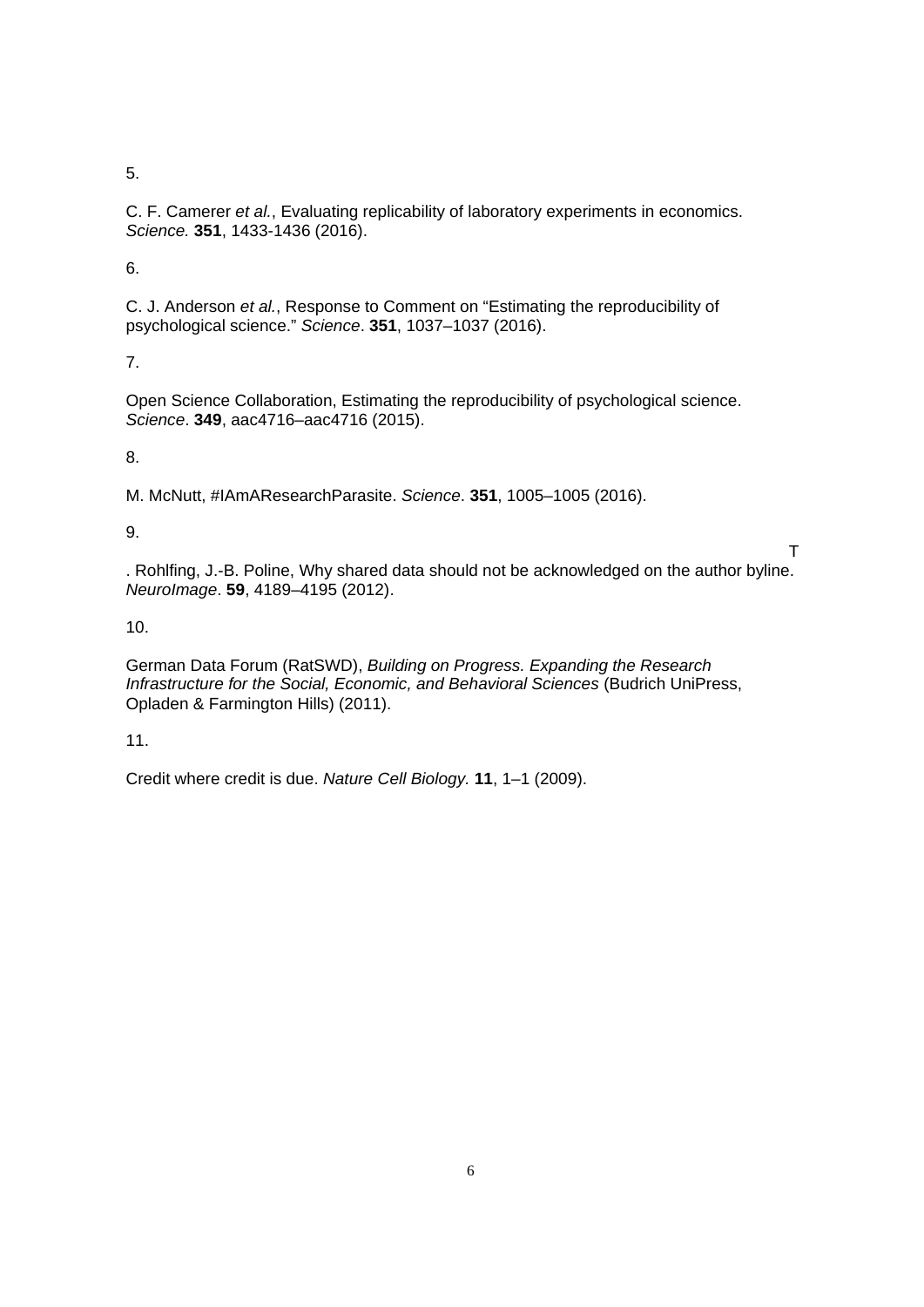5.

C. F. Camerer *et al.*, Evaluating replicability of laboratory experiments in economics. *Science.* **351**, 1433-1436 (2016).

6.

C. J. Anderson *et al.*, Response to Comment on “Estimating the reproducibility of psychological science.” *Science*. **351**, 1037–1037 (2016).

7.

Open Science Collaboration, Estimating the reproducibility of psychological science. *Science*. **349**, aac4716–aac4716 (2015).

8.

M. McNutt, #IAmAResearchParasite. *Science*. **351**, 1005–1005 (2016).

9.

T. Rohlfing, J.-B. Poline, Why shared data should not be acknowledged on the author byline. *NeuroImage*. **59**, 4189–4195 (2012).

10.

German Data Forum (RatSWD), *Building on Progress. Expanding the Research Infrastructure for the Social, Economic, and Behavioral Sciences* (Budrich UniPress, Opladen & Farmington Hills) (2011).

11.

Credit where credit is due. *Nature Cell Biology.* **11**, 1–1 (2009).